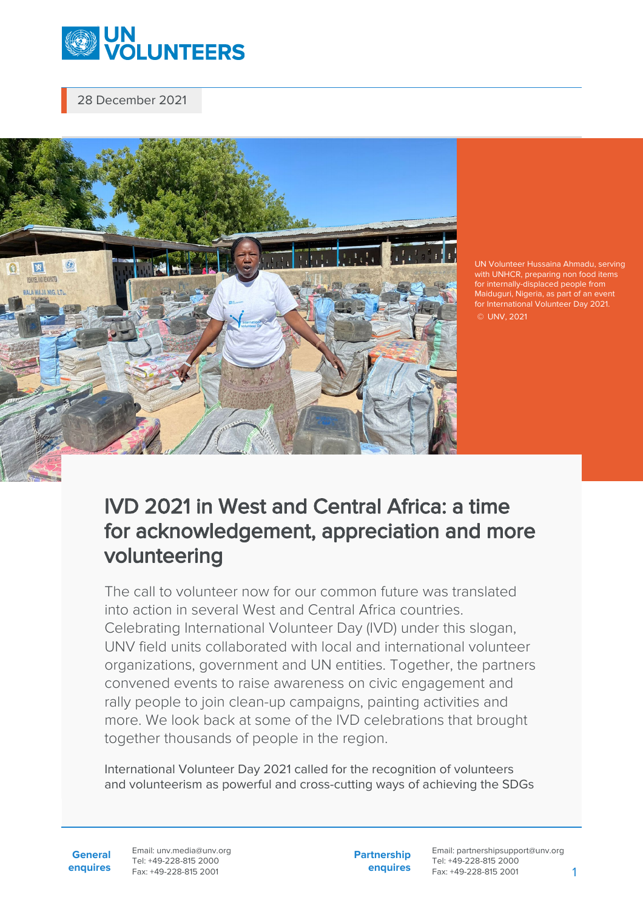28 December 2021

UN Volunteer Hussaina Ahmadu, serving with UNHCR, preparing non food items for internally-displaced people from Maiduguri, Nigeria, as part of an event for International Volunteer Day 2021.
© UNV, 2021

# IVD 2021 in West and Central Africa: a time for acknowledgement, appreciation and more volunteering

The call to volunteer now for our common future was translated into action in several West and Central Africa countries. Celebrating International Volunteer Day (IVD) under this slogan, UNV field units collaborated with local and international volunteer organizations, government and UN entities. Together, the partners convened events to raise awareness on civic engagement and rally people to join clean-up campaigns, painting activities and more. We look back at some of the IVD celebrations that brought together thousands of people in the region.

International Volunteer Day 2021 called for the recognition of volunteers and volunteerism as powerful and cross-cutting ways of achieving the SDGs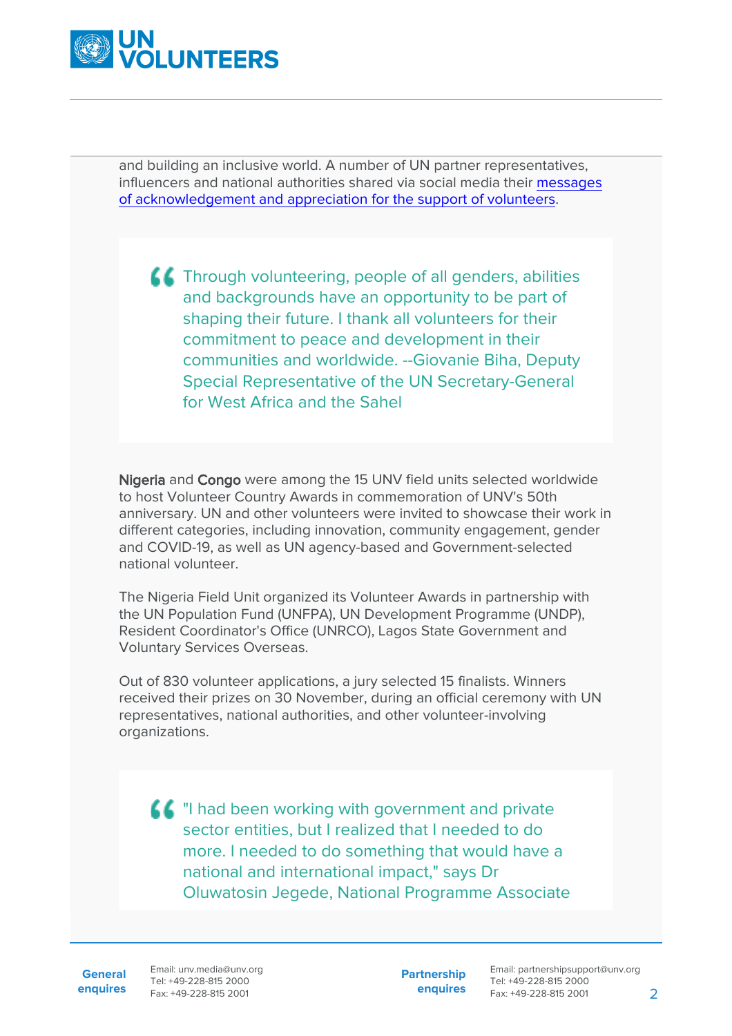and building an inclusive world. A number of UN partner representatives, influencers and national authorities shared via social media their [messages of acknowledgement and appreciation for the support of volunteers](#).

> Through volunteering, people of all genders, abilities and backgrounds have an opportunity to be part of shaping their future. I thank all volunteers for their commitment to peace and development in their communities and worldwide. --Giovanie Biha, Deputy Special Representative of the UN Secretary-General for West Africa and the Sahel

Nigeria and Congo were among the 15 UNV field units selected worldwide to host Volunteer Country Awards in commemoration of UNV's 50th anniversary. UN and other volunteers were invited to showcase their work in different categories, including innovation, community engagement, gender and COVID-19, as well as UN agency-based and Government-selected national volunteer.

The Nigeria Field Unit organized its Volunteer Awards in partnership with the UN Population Fund (UNFPA), UN Development Programme (UNDP), Resident Coordinator's Office (UNRCO), Lagos State Government and Voluntary Services Overseas.

Out of 830 volunteer applications, a jury selected 15 finalists. Winners received their prizes on 30 November, during an official ceremony with UN representatives, national authorities, and other volunteer-involving organizations.

> "I had been working with government and private sector entities, but I realized that I needed to do more. I needed to do something that would have a national and international impact," says Dr Oluwatosin Jegede, National Programme Associate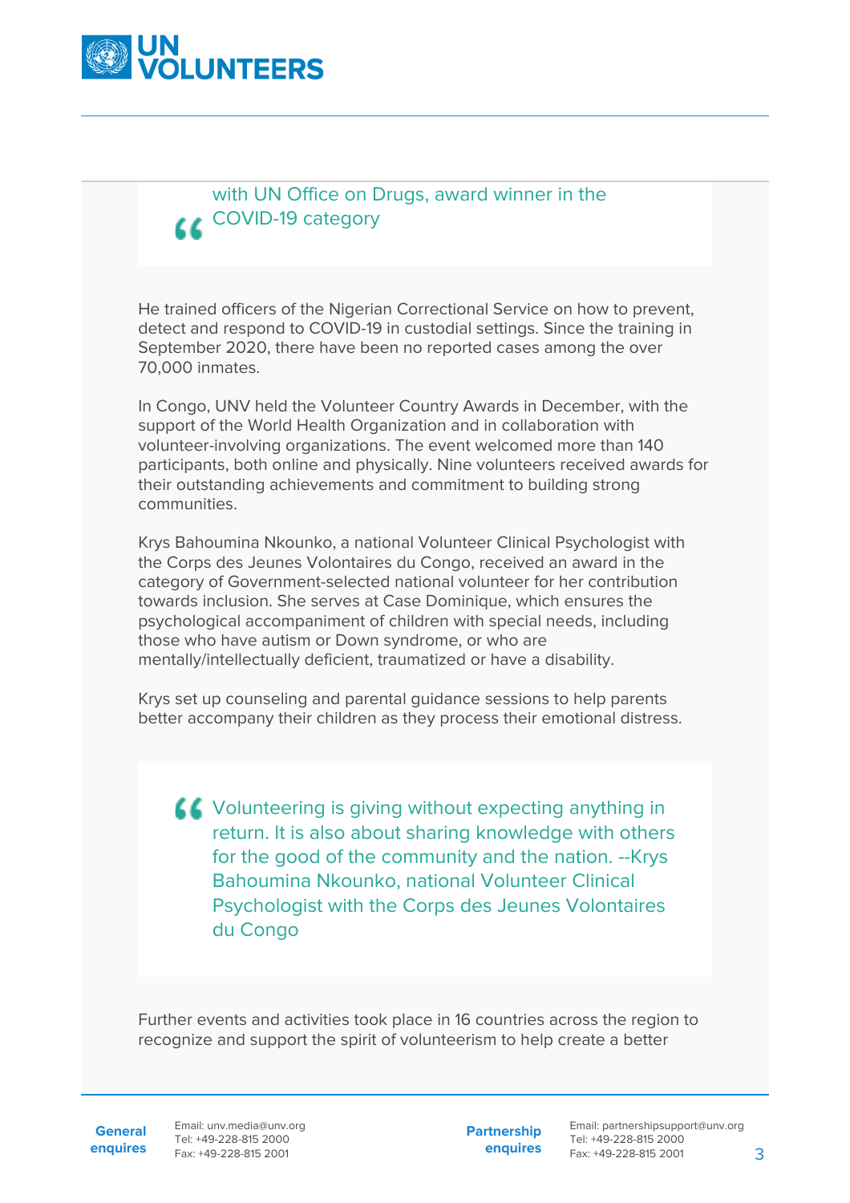> with UN Office on Drugs, award winner in the COVID-19 category

He trained officers of the Nigerian Correctional Service on how to prevent, detect and respond to COVID-19 in custodial settings. Since the training in September 2020, there have been no reported cases among the over 70,000 inmates.

In Congo, UNV held the Volunteer Country Awards in December, with the support of the World Health Organization and in collaboration with volunteer-involving organizations. The event welcomed more than 140 participants, both online and physically. Nine volunteers received awards for their outstanding achievements and commitment to building strong communities.

Krys Bahoumina Nkounko, a national Volunteer Clinical Psychologist with the Corps des Jeunes Volontaires du Congo, received an award in the category of Government-selected national volunteer for her contribution towards inclusion. She serves at Case Dominique, which ensures the psychological accompaniment of children with special needs, including those who have autism or Down syndrome, or who are mentally/intellectually deficient, traumatized or have a disability.

Krys set up counseling and parental guidance sessions to help parents better accompany their children as they process their emotional distress.

> Volunteering is giving without expecting anything in return. It is also about sharing knowledge with others for the good of the community and the nation. --Krys Bahoumina Nkounko, national Volunteer Clinical Psychologist with the Corps des Jeunes Volontaires du Congo

Further events and activities took place in 16 countries across the region to recognize and support the spirit of volunteerism to help create a better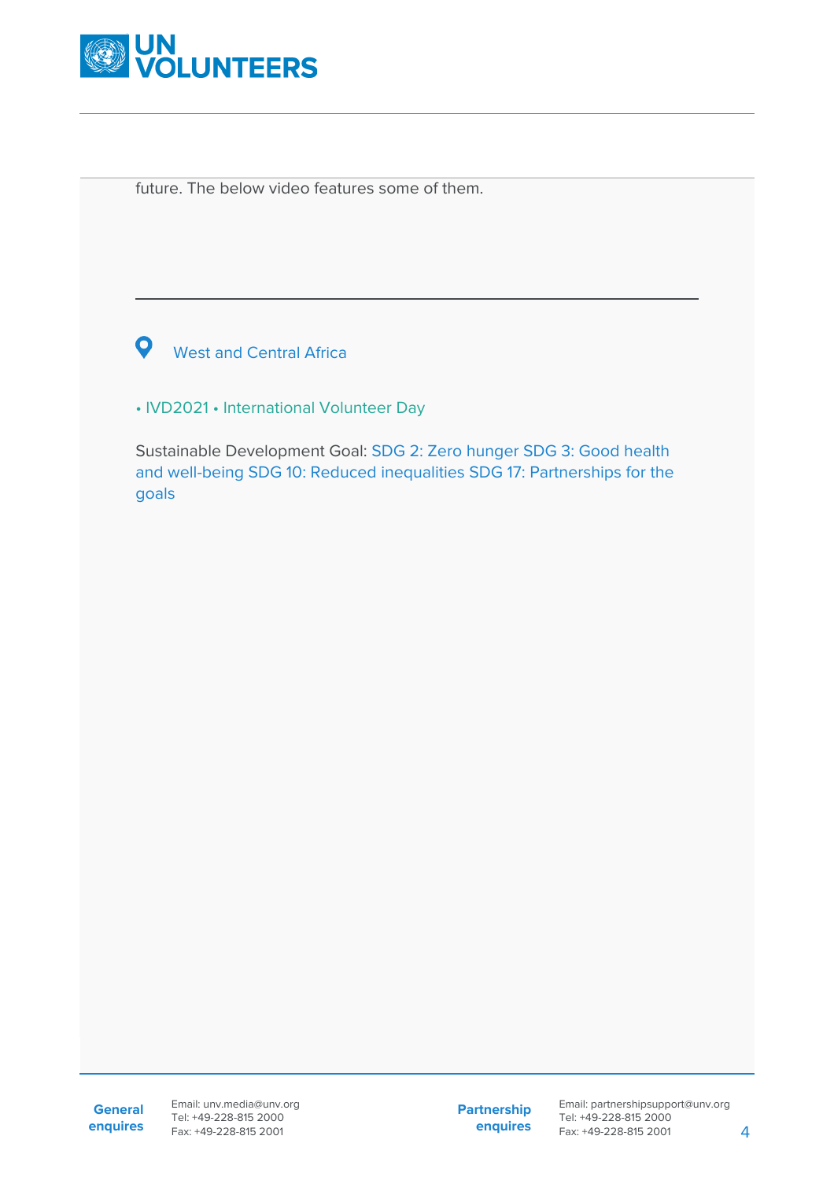future. The below video features some of them.

---

West and Central Africa

• IVD2021 • International Volunteer Day

Sustainable Development Goal: SDG 2: Zero hunger SDG 3: Good health and well-being SDG 10: Reduced inequalities SDG 17: Partnerships for the goals